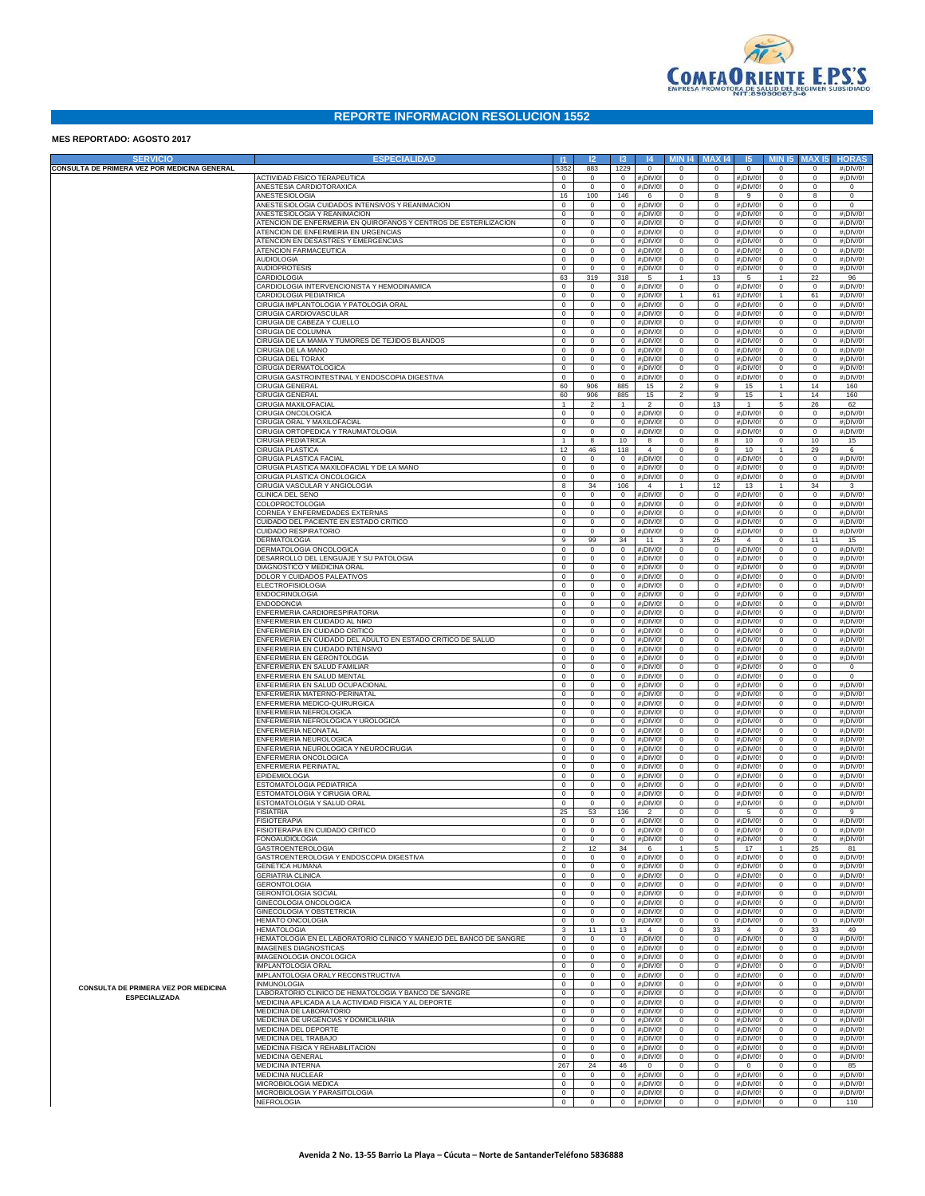# REPORTE INFORMACION RESOLUCION 1552

**MES REPORTADO: AGOSTO 2017**

| SERVICIO | ESPECIALIDAD | I1 | I2 | I3 | I4 | MIN I4 | MAX I4 | I5 | MIN I5 | MAX I5 | HORAS |
|---|---|---|---|---|---|---|---|---|---|---|---|
| CONSULTA DE PRIMERA VEZ POR MEDICINA GENERAL | | 5352 | 883 | 1229 | 0 | 0 | 0 | 0 | 0 | 0 | #¡DIV/0! |
| CONSULTA DE PRIMERA VEZ POR MEDICINA ESPECIALIZADA | ACTIVIDAD FISICO TERAPEUTICA | 0 | 0 | 0 | #¡DIV/0! | 0 | 0 | #¡DIV/0! | 0 | 0 | #¡DIV/0! |
| | ANESTESIA CARDIOTORAXICA | 0 | 0 | 0 | #¡DIV/0! | 0 | 0 | #¡DIV/0! | 0 | 0 | 0 |
| | ANESTESIOLOGIA | 16 | 100 | 146 | 6 | 0 | 8 | 9 | 0 | 8 | 0 |
| | ANESTESIOLOGIA CUIDADOS INTENSIVOS Y REANIMACION | 0 | 0 | 0 | #¡DIV/0! | 0 | 0 | #¡DIV/0! | 0 | 0 | 0 |
| | ANESTESIOLOGIA Y REANIMACION | 0 | 0 | 0 | #¡DIV/0! | 0 | 0 | #¡DIV/0! | 0 | 0 | #¡DIV/0! |
| | ATENCION DE ENFERMERIA EN QUIROFANOS Y CENTROS DE ESTERILIZACION | 0 | 0 | 0 | #¡DIV/0! | 0 | 0 | #¡DIV/0! | 0 | 0 | #¡DIV/0! |
| | ATENCION DE ENFERMERIA EN URGENCIAS | 0 | 0 | 0 | #¡DIV/0! | 0 | 0 | #¡DIV/0! | 0 | 0 | #¡DIV/0! |
| | ATENCION EN DESASTRES Y EMERGENCIAS | 0 | 0 | 0 | #¡DIV/0! | 0 | 0 | #¡DIV/0! | 0 | 0 | #¡DIV/0! |
| | ATENCION FARMACEUTICA | 0 | 0 | 0 | #¡DIV/0! | 0 | 0 | #¡DIV/0! | 0 | 0 | #¡DIV/0! |
| | AUDIOLOGIA | 0 | 0 | 0 | #¡DIV/0! | 0 | 0 | #¡DIV/0! | 0 | 0 | #¡DIV/0! |
| | AUDIOPROTESIS | 0 | 0 | 0 | #¡DIV/0! | 0 | 0 | #¡DIV/0! | 0 | 0 | #¡DIV/0! |
| | CARDIOLOGIA | 63 | 319 | 318 | 5 | 1 | 13 | 5 | 1 | 22 | 96 |
| | CARDIOLOGIA INTERVENCIONISTA Y HEMODINAMICA | 0 | 0 | 0 | #¡DIV/0! | 0 | 0 | #¡DIV/0! | 0 | 0 | #¡DIV/0! |
| | CARDIOLOGIA PEDIATRICA | 0 | 0 | 0 | #¡DIV/0! | 1 | 61 | #¡DIV/0! | 1 | 61 | #¡DIV/0! |
| | CIRUGIA IMPLANTOLOGIA Y PATOLOGIA ORAL | 0 | 0 | 0 | #¡DIV/0! | 0 | 0 | #¡DIV/0! | 0 | 0 | #¡DIV/0! |
| | CIRUGIA CARDIOVASCULAR | 0 | 0 | 0 | #¡DIV/0! | 0 | 0 | #¡DIV/0! | 0 | 0 | #¡DIV/0! |
| | CIRUGIA DE CABEZA Y CUELLO | 0 | 0 | 0 | #¡DIV/0! | 0 | 0 | #¡DIV/0! | 0 | 0 | #¡DIV/0! |
| | CIRUGIA DE COLUMNA | 0 | 0 | 0 | #¡DIV/0! | 0 | 0 | #¡DIV/0! | 0 | 0 | #¡DIV/0! |
| | CIRUGIA DE LA MAMA Y TUMORES DE TEJIDOS BLANDOS | 0 | 0 | 0 | #¡DIV/0! | 0 | 0 | #¡DIV/0! | 0 | 0 | #¡DIV/0! |
| | CIRUGIA DE LA MANO | 0 | 0 | 0 | #¡DIV/0! | 0 | 0 | #¡DIV/0! | 0 | 0 | #¡DIV/0! |
| | CIRUGIA DEL TORAX | 0 | 0 | 0 | #¡DIV/0! | 0 | 0 | #¡DIV/0! | 0 | 0 | #¡DIV/0! |
| | CIRUGIA DERMATOLOGICA | 0 | 0 | 0 | #¡DIV/0! | 0 | 0 | #¡DIV/0! | 0 | 0 | #¡DIV/0! |
| | CIRUGIA GASTROINTESTINAL Y ENDOSCOPIA DIGESTIVA | 0 | 0 | 0 | #¡DIV/0! | 0 | 0 | #¡DIV/0! | 0 | 0 | #¡DIV/0! |
| | CIRUGIA GENERAL | 60 | 906 | 885 | 15 | 2 | 9 | 15 | 1 | 14 | 160 |
| | CIRUGIA GENERAL | 60 | 906 | 885 | 15 | 2 | 9 | 15 | 1 | 14 | 160 |
| | CIRUGIA MAXILOFACIAL | 1 | 2 | 1 | 2 | 0 | 13 | 1 | 5 | 26 | 62 |
| | CIRUGIA ONCOLOGICA | 0 | 0 | 0 | #¡DIV/0! | 0 | 0 | #¡DIV/0! | 0 | 0 | #¡DIV/0! |
| | CIRUGIA ORAL Y MAXILOFACIAL | 0 | 0 | 0 | #¡DIV/0! | 0 | 0 | #¡DIV/0! | 0 | 0 | #¡DIV/0! |
| | CIRUGIA ORTOPEDICA Y TRAUMATOLOGIA | 0 | 0 | 0 | #¡DIV/0! | 0 | 0 | #¡DIV/0! | 0 | 0 | #¡DIV/0! |
| | CIRUGIA PEDIATRICA | 1 | 8 | 10 | 8 | 0 | 8 | 10 | 0 | 10 | 15 |
| | CIRUGIA PLASTICA | 12 | 46 | 118 | 4 | 0 | 9 | 10 | 1 | 29 | 6 |
| | CIRUGIA PLASTICA FACIAL | 0 | 0 | 0 | #¡DIV/0! | 0 | 0 | #¡DIV/0! | 0 | 0 | #¡DIV/0! |
| | CIRUGIA PLASTICA MAXILOFACIAL Y DE LA MANO | 0 | 0 | 0 | #¡DIV/0! | 0 | 0 | #¡DIV/0! | 0 | 0 | #¡DIV/0! |
| | CIRUGIA PLASTICA ONCOLOGICA | 0 | 0 | 0 | #¡DIV/0! | 0 | 0 | #¡DIV/0! | 0 | 0 | #¡DIV/0! |
| | CIRUGIA VASCULAR Y ANGIOLOGIA | 8 | 34 | 106 | 4 | 1 | 12 | 13 | 1 | 34 | 3 |
| | CLINICA DEL SENO | 0 | 0 | 0 | #¡DIV/0! | 0 | 0 | #¡DIV/0! | 0 | 0 | #¡DIV/0! |
| | COLOPROCTOLOGIA | 0 | 0 | 0 | #¡DIV/0! | 0 | 0 | #¡DIV/0! | 0 | 0 | #¡DIV/0! |
| | CORNEA Y ENFERMEDADES EXTERNAS | 0 | 0 | 0 | #¡DIV/0! | 0 | 0 | #¡DIV/0! | 0 | 0 | #¡DIV/0! |
| | CUIDADO DEL PACIENTE EN ESTADO CRITICO | 0 | 0 | 0 | #¡DIV/0! | 0 | 0 | #¡DIV/0! | 0 | 0 | #¡DIV/0! |
| | CUIDADO RESPIRATORIO | 0 | 0 | 0 | #¡DIV/0! | 0 | 0 | #¡DIV/0! | 0 | 0 | #¡DIV/0! |
| | DERMATOLOGIA | 9 | 99 | 34 | 11 | 3 | 25 | 4 | 0 | 11 | 15 |
| | DERMATOLOGIA ONCOLOGICA | 0 | 0 | 0 | #¡DIV/0! | 0 | 0 | #¡DIV/0! | 0 | 0 | #¡DIV/0! |
| | DESARROLLO DEL LENGUAJE Y SU PATOLOGIA | 0 | 0 | 0 | #¡DIV/0! | 0 | 0 | #¡DIV/0! | 0 | 0 | #¡DIV/0! |
| | DIAGNOSTICO Y MEDICINA ORAL | 0 | 0 | 0 | #¡DIV/0! | 0 | 0 | #¡DIV/0! | 0 | 0 | #¡DIV/0! |
| | DOLOR Y CUIDADOS PALEATIVOS | 0 | 0 | 0 | #¡DIV/0! | 0 | 0 | #¡DIV/0! | 0 | 0 | #¡DIV/0! |
| | ELECTROFISIOLOGIA | 0 | 0 | 0 | #¡DIV/0! | 0 | 0 | #¡DIV/0! | 0 | 0 | #¡DIV/0! |
| | ENDOCRINOLOGIA | 0 | 0 | 0 | #¡DIV/0! | 0 | 0 | #¡DIV/0! | 0 | 0 | #¡DIV/0! |
| | ENDODONCIA | 0 | 0 | 0 | #¡DIV/0! | 0 | 0 | #¡DIV/0! | 0 | 0 | #¡DIV/0! |
| | ENFERMERIA CARDIORESPIRATORIA | 0 | 0 | 0 | #¡DIV/0! | 0 | 0 | #¡DIV/0! | 0 | 0 | #¡DIV/0! |
| | ENFERMERIA EN CUIDADO AL NI¥O | 0 | 0 | 0 | #¡DIV/0! | 0 | 0 | #¡DIV/0! | 0 | 0 | #¡DIV/0! |
| | ENFERMERIA EN CUIDADO CRITICO | 0 | 0 | 0 | #¡DIV/0! | 0 | 0 | #¡DIV/0! | 0 | 0 | #¡DIV/0! |
| | ENFERMERIA EN CUIDADO DEL ADULTO EN ESTADO CRITICO DE SALUD | 0 | 0 | 0 | #¡DIV/0! | 0 | 0 | #¡DIV/0! | 0 | 0 | #¡DIV/0! |
| | ENFERMERIA EN CUIDADO INTENSIVO | 0 | 0 | 0 | #¡DIV/0! | 0 | 0 | #¡DIV/0! | 0 | 0 | #¡DIV/0! |
| | ENFERMERIA EN GERONTOLOGIA | 0 | 0 | 0 | #¡DIV/0! | 0 | 0 | #¡DIV/0! | 0 | 0 | #¡DIV/0! |
| | ENFERMERIA EN SALUD FAMILIAR | 0 | 0 | 0 | #¡DIV/0! | 0 | 0 | #¡DIV/0! | 0 | 0 | 0 |
| | ENFERMERIA EN SALUD MENTAL | 0 | 0 | 0 | #¡DIV/0! | 0 | 0 | #¡DIV/0! | 0 | 0 | 0 |
| | ENFERMERIA EN SALUD OCUPACIONAL | 0 | 0 | 0 | #¡DIV/0! | 0 | 0 | #¡DIV/0! | 0 | 0 | #¡DIV/0! |
| | ENFERMERIA MATERNO-PERINATAL | 0 | 0 | 0 | #¡DIV/0! | 0 | 0 | #¡DIV/0! | 0 | 0 | #¡DIV/0! |
| | ENFERMERIA MEDICO-QUIRURGICA | 0 | 0 | 0 | #¡DIV/0! | 0 | 0 | #¡DIV/0! | 0 | 0 | #¡DIV/0! |
| | ENFERMERIA NEFROLOGICA | 0 | 0 | 0 | #¡DIV/0! | 0 | 0 | #¡DIV/0! | 0 | 0 | #¡DIV/0! |
| | ENFERMERIA NEFROLOGICA Y UROLOGICA | 0 | 0 | 0 | #¡DIV/0! | 0 | 0 | #¡DIV/0! | 0 | 0 | #¡DIV/0! |
| | ENFERMERIA NEONATAL | 0 | 0 | 0 | #¡DIV/0! | 0 | 0 | #¡DIV/0! | 0 | 0 | #¡DIV/0! |
| | ENFERMERIA NEUROLOGICA | 0 | 0 | 0 | #¡DIV/0! | 0 | 0 | #¡DIV/0! | 0 | 0 | #¡DIV/0! |
| | ENFERMERIA NEUROLOGICA Y NEUROCIRUGIA | 0 | 0 | 0 | #¡DIV/0! | 0 | 0 | #¡DIV/0! | 0 | 0 | #¡DIV/0! |
| | ENFERMERIA ONCOLOGICA | 0 | 0 | 0 | #¡DIV/0! | 0 | 0 | #¡DIV/0! | 0 | 0 | #¡DIV/0! |
| | ENFERMERIA PERINATAL | 0 | 0 | 0 | #¡DIV/0! | 0 | 0 | #¡DIV/0! | 0 | 0 | #¡DIV/0! |
| | EPIDEMIOLOGIA | 0 | 0 | 0 | #¡DIV/0! | 0 | 0 | #¡DIV/0! | 0 | 0 | #¡DIV/0! |
| | ESTOMATOLOGIA PEDIATRICA | 0 | 0 | 0 | #¡DIV/0! | 0 | 0 | #¡DIV/0! | 0 | 0 | #¡DIV/0! |
| | ESTOMATOLOGIA Y CIRUGIA ORAL | 0 | 0 | 0 | #¡DIV/0! | 0 | 0 | #¡DIV/0! | 0 | 0 | #¡DIV/0! |
| | ESTOMATOLOGIA Y SALUD ORAL | 0 | 0 | 0 | #¡DIV/0! | 0 | 0 | #¡DIV/0! | 0 | 0 | #¡DIV/0! |
| | FISIATRIA | 25 | 53 | 136 | 2 | 0 | 0 | 5 | 0 | 0 | 9 |
| | FISIOTERAPIA | 0 | 0 | 0 | #¡DIV/0! | 0 | 0 | #¡DIV/0! | 0 | 0 | #¡DIV/0! |
| | FISIOTERAPIA EN CUIDADO CRITICO | 0 | 0 | 0 | #¡DIV/0! | 0 | 0 | #¡DIV/0! | 0 | 0 | #¡DIV/0! |
| | FONOAUDIOLOGIA | 0 | 0 | 0 | #¡DIV/0! | 0 | 0 | #¡DIV/0! | 0 | 0 | #¡DIV/0! |
| | GASTROENTEROLOGIA | 2 | 12 | 34 | 6 | 1 | 5 | 17 | 1 | 25 | 81 |
| | GASTROENTEROLOGIA Y ENDOSCOPIA DIGESTIVA | 0 | 0 | 0 | #¡DIV/0! | 0 | 0 | #¡DIV/0! | 0 | 0 | #¡DIV/0! |
| | GENETICA HUMANA | 0 | 0 | 0 | #¡DIV/0! | 0 | 0 | #¡DIV/0! | 0 | 0 | #¡DIV/0! |
| | GERIATRIA CLINICA | 0 | 0 | 0 | #¡DIV/0! | 0 | 0 | #¡DIV/0! | 0 | 0 | #¡DIV/0! |
| | GERONTOLOGIA | 0 | 0 | 0 | #¡DIV/0! | 0 | 0 | #¡DIV/0! | 0 | 0 | #¡DIV/0! |
| | GERONTOLOGIA SOCIAL | 0 | 0 | 0 | #¡DIV/0! | 0 | 0 | #¡DIV/0! | 0 | 0 | #¡DIV/0! |
| | GINECOLOGIA ONCOLOGICA | 0 | 0 | 0 | #¡DIV/0! | 0 | 0 | #¡DIV/0! | 0 | 0 | #¡DIV/0! |
| | GINECOLOGIA Y OBSTETRICIA | 0 | 0 | 0 | #¡DIV/0! | 0 | 0 | #¡DIV/0! | 0 | 0 | #¡DIV/0! |
| | HEMATO ONCOLOGIA | 0 | 0 | 0 | #¡DIV/0! | 0 | 0 | #¡DIV/0! | 0 | 0 | #¡DIV/0! |
| | HEMATOLOGIA | 3 | 11 | 13 | 4 | 0 | 33 | 4 | 0 | 33 | 49 |
| | HEMATOLOGIA EN EL LABORATORIO CLINICO Y MANEJO DEL BANCO DE SANGRE | 0 | 0 | 0 | #¡DIV/0! | 0 | 0 | #¡DIV/0! | 0 | 0 | #¡DIV/0! |
| | IMAGENES DIAGNOSTICAS | 0 | 0 | 0 | #¡DIV/0! | 0 | 0 | #¡DIV/0! | 0 | 0 | #¡DIV/0! |
| | IMAGENOLOGIA ONCOLOGICA | 0 | 0 | 0 | #¡DIV/0! | 0 | 0 | #¡DIV/0! | 0 | 0 | #¡DIV/0! |
| | IMPLANTOLOGIA ORAL | 0 | 0 | 0 | #¡DIV/0! | 0 | 0 | #¡DIV/0! | 0 | 0 | #¡DIV/0! |
| | IMPLANTOLOGIA ORALY RECONSTRUCTIVA | 0 | 0 | 0 | #¡DIV/0! | 0 | 0 | #¡DIV/0! | 0 | 0 | #¡DIV/0! |
| | INMUNOLOGIA | 0 | 0 | 0 | #¡DIV/0! | 0 | 0 | #¡DIV/0! | 0 | 0 | #¡DIV/0! |
| | LABORATORIO CLINICO DE HEMATOLOGIA Y BANCO DE SANGRE | 0 | 0 | 0 | #¡DIV/0! | 0 | 0 | #¡DIV/0! | 0 | 0 | #¡DIV/0! |
| | MEDICINA APLICADA A LA ACTIVIDAD FISICA Y AL DEPORTE | 0 | 0 | 0 | #¡DIV/0! | 0 | 0 | #¡DIV/0! | 0 | 0 | #¡DIV/0! |
| | MEDICINA DE LABORATORIO | 0 | 0 | 0 | #¡DIV/0! | 0 | 0 | #¡DIV/0! | 0 | 0 | #¡DIV/0! |
| | MEDICINA DE URGENCIAS Y DOMICILIARIA | 0 | 0 | 0 | #¡DIV/0! | 0 | 0 | #¡DIV/0! | 0 | 0 | #¡DIV/0! |
| | MEDICINA DEL DEPORTE | 0 | 0 | 0 | #¡DIV/0! | 0 | 0 | #¡DIV/0! | 0 | 0 | #¡DIV/0! |
| | MEDICINA DEL TRABAJO | 0 | 0 | 0 | #¡DIV/0! | 0 | 0 | #¡DIV/0! | 0 | 0 | #¡DIV/0! |
| | MEDICINA FISICA Y REHABILITACION | 0 | 0 | 0 | #¡DIV/0! | 0 | 0 | #¡DIV/0! | 0 | 0 | #¡DIV/0! |
| | MEDICINA GENERAL | 0 | 0 | 0 | #¡DIV/0! | 0 | 0 | #¡DIV/0! | 0 | 0 | #¡DIV/0! |
| | MEDICINA INTERNA | 267 | 24 | 46 | 0 | 0 | 0 | 0 | 0 | 0 | 85 |
| | MEDICINA NUCLEAR | 0 | 0 | 0 | #¡DIV/0! | 0 | 0 | #¡DIV/0! | 0 | 0 | #¡DIV/0! |
| | MICROBIOLOGIA MEDICA | 0 | 0 | 0 | #¡DIV/0! | 0 | 0 | #¡DIV/0! | 0 | 0 | #¡DIV/0! |
| | MICROBIOLOGIA Y PARASITOLOGIA | 0 | 0 | 0 | #¡DIV/0! | 0 | 0 | #¡DIV/0! | 0 | 0 | #¡DIV/0! |
| | NEFROLOGIA | 0 | 0 | 0 | #¡DIV/0! | 0 | 0 | #¡DIV/0! | 0 | 0 | 110 |

Avenida 2 No. 13-55 Barrio La Playa – Cúcuta – Norte de SantanderTeléfono 5836888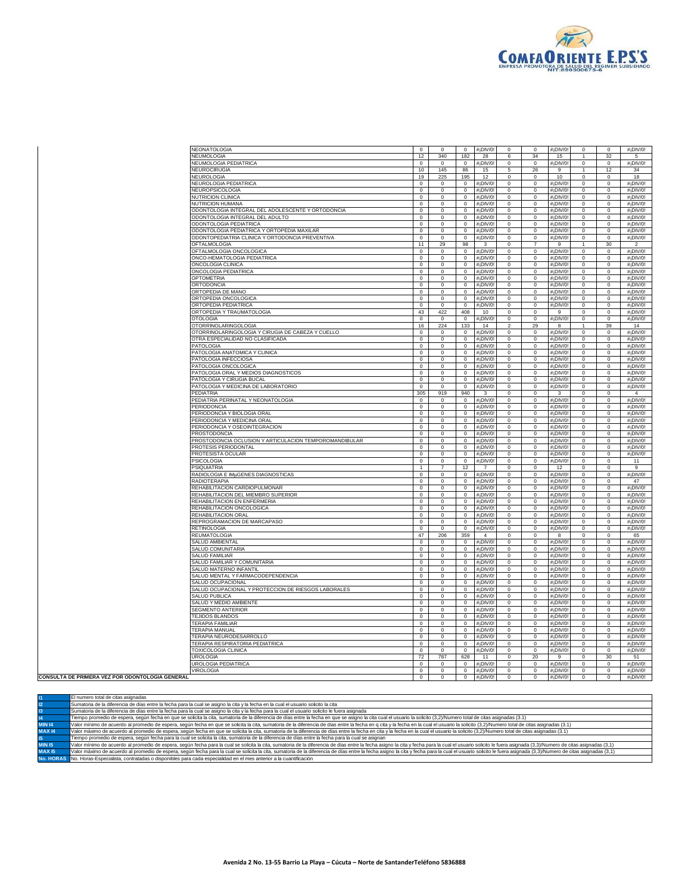| | | | | | | | | | | |
|---|---|---|---|---|---|---|---|---|---|---|
| NEONATOLOGIA | 0 | 0 | 0 | #¡DIV/0! | 0 | 0 | #¡DIV/0! | 0 | 0 | #¡DIV/0! |
| NEUMOLOGIA | 12 | 340 | 182 | 28 | 6 | 34 | 15 | 1 | 32 | 5 |
| NEUMOLOGIA PEDIATRICA | 0 | 0 | 0 | #¡DIV/0! | 0 | 0 | #¡DIV/0! | 0 | 0 | #¡DIV/0! |
| NEUROCIRUGIA | 10 | 145 | 86 | 15 | 5 | 26 | 9 | 1 | 12 | 34 |
| NEUROLOGIA | 19 | 225 | 195 | 12 | 0 | 0 | 10 | 0 | 0 | 18 |
| NEUROLOGIA PEDIATRICA | 0 | 0 | 0 | #¡DIV/0! | 0 | 0 | #¡DIV/0! | 0 | 0 | #¡DIV/0! |
| NEUROPSICOLOGIA | 0 | 0 | 0 | #¡DIV/0! | 0 | 0 | #¡DIV/0! | 0 | 0 | #¡DIV/0! |
| NUTRICION CLINICA | 0 | 0 | 0 | #¡DIV/0! | 0 | 0 | #¡DIV/0! | 0 | 0 | #¡DIV/0! |
| NUTRICION HUMANA | 0 | 0 | 0 | #¡DIV/0! | 0 | 0 | #¡DIV/0! | 0 | 0 | #¡DIV/0! |
| ODONTOLOGIA INTEGRAL DEL ADOLESCENTE Y ORTODONCIA | 0 | 0 | 0 | #¡DIV/0! | 0 | 0 | #¡DIV/0! | 0 | 0 | #¡DIV/0! |
| ODONTOLOGIA INTEGRAL DEL ADULTO | 0 | 0 | 0 | #¡DIV/0! | 0 | 0 | #¡DIV/0! | 0 | 0 | #¡DIV/0! |
| ODONTOLOGIA PEDIATRICA | 0 | 0 | 0 | #¡DIV/0! | 0 | 0 | #¡DIV/0! | 0 | 0 | #¡DIV/0! |
| ODONTOLOGIA PEDIATRICA Y ORTOPEDIA MAXILAR | 0 | 0 | 0 | #¡DIV/0! | 0 | 0 | #¡DIV/0! | 0 | 0 | #¡DIV/0! |
| ODONTOPEDIATRIA CLINICA Y ORTODONCIA PREVENTIVA | 0 | 0 | 0 | #¡DIV/0! | 0 | 0 | #¡DIV/0! | 0 | 0 | #¡DIV/0! |
| OFTALMOLOGIA | 11 | 29 | 98 | 3 | 0 | 7 | 9 | 1 | 30 | 2 |
| OFTALMOLOGIA ONCOLOGICA | 0 | 0 | 0 | #¡DIV/0! | 0 | 0 | #¡DIV/0! | 0 | 0 | #¡DIV/0! |
| ONCO-HEMATOLOGIA PEDIATRICA | 0 | 0 | 0 | #¡DIV/0! | 0 | 0 | #¡DIV/0! | 0 | 0 | #¡DIV/0! |
| ONCOLOGIA CLINICA | 0 | 0 | 0 | #¡DIV/0! | 0 | 0 | #¡DIV/0! | 0 | 0 | #¡DIV/0! |
| ONCOLOGIA PEDIATRICA | 0 | 0 | 0 | #¡DIV/0! | 0 | 0 | #¡DIV/0! | 0 | 0 | #¡DIV/0! |
| OPTOMETRIA | 0 | 0 | 0 | #¡DIV/0! | 0 | 0 | #¡DIV/0! | 0 | 0 | #¡DIV/0! |
| ORTODONCIA | 0 | 0 | 0 | #¡DIV/0! | 0 | 0 | #¡DIV/0! | 0 | 0 | #¡DIV/0! |
| ORTOPEDIA DE MANO | 0 | 0 | 0 | #¡DIV/0! | 0 | 0 | #¡DIV/0! | 0 | 0 | #¡DIV/0! |
| ORTOPEDIA ONCOLOGICA | 0 | 0 | 0 | #¡DIV/0! | 0 | 0 | #¡DIV/0! | 0 | 0 | #¡DIV/0! |
| ORTOPEDIA PEDIATRICA | 0 | 0 | 0 | #¡DIV/0! | 0 | 0 | #¡DIV/0! | 0 | 0 | #¡DIV/0! |
| ORTOPEDIA Y TRAUMATOLOGIA | 43 | 422 | 408 | 10 | 0 | 0 | 9 | 0 | 0 | #¡DIV/0! |
| OTOLOGIA | 0 | 0 | 0 | #¡DIV/0! | 0 | 0 | #¡DIV/0! | 0 | 0 | #¡DIV/0! |
| OTORRINOLARINGOLOGIA | 16 | 224 | 133 | 14 | 2 | 29 | 8 | 1 | 39 | 14 |
| OTORRINOLARINGOLOGIA Y CIRUGIA DE CABEZA Y CUELLO | 0 | 0 | 0 | #¡DIV/0! | 0 | 0 | #¡DIV/0! | 0 | 0 | #¡DIV/0! |
| OTRA ESPECIALIDAD NO CLASIFICADA | 0 | 0 | 0 | #¡DIV/0! | 0 | 0 | #¡DIV/0! | 0 | 0 | #¡DIV/0! |
| PATOLOGIA | 0 | 0 | 0 | #¡DIV/0! | 0 | 0 | #¡DIV/0! | 0 | 0 | #¡DIV/0! |
| PATOLOGIA ANATOMICA Y CLINICA | 0 | 0 | 0 | #¡DIV/0! | 0 | 0 | #¡DIV/0! | 0 | 0 | #¡DIV/0! |
| PATOLOGIA INFECCIOSA | 0 | 0 | 0 | #¡DIV/0! | 0 | 0 | #¡DIV/0! | 0 | 0 | #¡DIV/0! |
| PATOLOGIA ONCOLOGICA | 0 | 0 | 0 | #¡DIV/0! | 0 | 0 | #¡DIV/0! | 0 | 0 | #¡DIV/0! |
| PATOLOGIA ORAL Y MEDIOS DIAGNOSTICOS | 0 | 0 | 0 | #¡DIV/0! | 0 | 0 | #¡DIV/0! | 0 | 0 | #¡DIV/0! |
| PATOLOGIA Y CIRUGIA BUCAL | 0 | 0 | 0 | #¡DIV/0! | 0 | 0 | #¡DIV/0! | 0 | 0 | #¡DIV/0! |
| PATOLOGIA Y MEDICINA DE LABORATORIO | 0 | 0 | 0 | #¡DIV/0! | 0 | 0 | #¡DIV/0! | 0 | 0 | #¡DIV/0! |
| PEDIATRIA | 305 | 919 | 940 | 3 | 0 | 0 | 3 | 0 | 0 | 4 |
| PEDIATRIA PERINATAL Y NEONATOLOGIA | 0 | 0 | 0 | #¡DIV/0! | 0 | 0 | #¡DIV/0! | 0 | 0 | #¡DIV/0! |
| PERIODONCIA | 0 | 0 | 0 | #¡DIV/0! | 0 | 0 | #¡DIV/0! | 0 | 0 | #¡DIV/0! |
| PERIODONCIA Y BIOLOGIA ORAL | 0 | 0 | 0 | #¡DIV/0! | 0 | 0 | #¡DIV/0! | 0 | 0 | #¡DIV/0! |
| PERIODONCIA Y MEDICINA ORAL | 0 | 0 | 0 | #¡DIV/0! | 0 | 0 | #¡DIV/0! | 0 | 0 | #¡DIV/0! |
| PERIODONCIA Y OSEOINTEGRACION | 0 | 0 | 0 | #¡DIV/0! | 0 | 0 | #¡DIV/0! | 0 | 0 | #¡DIV/0! |
| PROSTODONCIA | 0 | 0 | 0 | #¡DIV/0! | 0 | 0 | #¡DIV/0! | 0 | 0 | #¡DIV/0! |
| PROSTODONCIA OCLUSION Y ARTICULACION TEMPOROMANDIBULAR | 0 | 0 | 0 | #¡DIV/0! | 0 | 0 | #¡DIV/0! | 0 | 0 | #¡DIV/0! |
| PROTESIS PERIODONTAL | 0 | 0 | 0 | #¡DIV/0! | 0 | 0 | #¡DIV/0! | 0 | 0 | #¡DIV/0! |
| PROTESISTA OCULAR | 0 | 0 | 0 | #¡DIV/0! | 0 | 0 | #¡DIV/0! | 0 | 0 | #¡DIV/0! |
| PSICOLOGIA | 0 | 0 | 0 | #¡DIV/0! | 0 | 0 | #¡DIV/0! | 0 | 0 | 11 |
| PSIQUIATRIA | 1 | 7 | 12 | 7 | 0 | 0 | 12 | 0 | 0 | 9 |
| RADIOLOGIA E IMµGENES DIAGNOSTICAS | 0 | 0 | 0 | #¡DIV/0! | 0 | 0 | #¡DIV/0! | 0 | 0 | #¡DIV/0! |
| RADIOTERAPIA | 0 | 0 | 0 | #¡DIV/0! | 0 | 0 | #¡DIV/0! | 0 | 0 | 47 |
| REHABILITACION CARDIOPULMONAR | 0 | 0 | 0 | #¡DIV/0! | 0 | 0 | #¡DIV/0! | 0 | 0 | #¡DIV/0! |
| REHABILITACION DEL MIEMBRO SUPERIOR | 0 | 0 | 0 | #¡DIV/0! | 0 | 0 | #¡DIV/0! | 0 | 0 | #¡DIV/0! |
| REHABILITACION EN ENFERMERIA | 0 | 0 | 0 | #¡DIV/0! | 0 | 0 | #¡DIV/0! | 0 | 0 | #¡DIV/0! |
| REHABILITACION ONCOLOGICA | 0 | 0 | 0 | #¡DIV/0! | 0 | 0 | #¡DIV/0! | 0 | 0 | #¡DIV/0! |
| REHABILITACION ORAL | 0 | 0 | 0 | #¡DIV/0! | 0 | 0 | #¡DIV/0! | 0 | 0 | #¡DIV/0! |
| REPROGRAMACION DE MARCAPASO | 0 | 0 | 0 | #¡DIV/0! | 0 | 0 | #¡DIV/0! | 0 | 0 | #¡DIV/0! |
| RETINOLOGIA | 0 | 0 | 0 | #¡DIV/0! | 0 | 0 | #¡DIV/0! | 0 | 0 | #¡DIV/0! |
| REUMATOLOGIA | 47 | 206 | 359 | 4 | 0 | 0 | 8 | 0 | 0 | 65 |
| SALUD AMBIENTAL | 0 | 0 | 0 | #¡DIV/0! | 0 | 0 | #¡DIV/0! | 0 | 0 | #¡DIV/0! |
| SALUD COMUNITARIA | 0 | 0 | 0 | #¡DIV/0! | 0 | 0 | #¡DIV/0! | 0 | 0 | #¡DIV/0! |
| SALUD FAMILIAR | 0 | 0 | 0 | #¡DIV/0! | 0 | 0 | #¡DIV/0! | 0 | 0 | #¡DIV/0! |
| SALUD FAMILIAR Y COMUNITARIA | 0 | 0 | 0 | #¡DIV/0! | 0 | 0 | #¡DIV/0! | 0 | 0 | #¡DIV/0! |
| SALUD MATERNO INFANTIL | 0 | 0 | 0 | #¡DIV/0! | 0 | 0 | #¡DIV/0! | 0 | 0 | #¡DIV/0! |
| SALUD MENTAL Y FARMACODEPENDENCIA | 0 | 0 | 0 | #¡DIV/0! | 0 | 0 | #¡DIV/0! | 0 | 0 | #¡DIV/0! |
| SALUD OCUPACIONAL | 0 | 0 | 0 | #¡DIV/0! | 0 | 0 | #¡DIV/0! | 0 | 0 | #¡DIV/0! |
| SALUD OCUPACIONAL Y PROTECCION DE RIESGOS LABORALES | 0 | 0 | 0 | #¡DIV/0! | 0 | 0 | #¡DIV/0! | 0 | 0 | #¡DIV/0! |
| SALUD PUBLICA | 0 | 0 | 0 | #¡DIV/0! | 0 | 0 | #¡DIV/0! | 0 | 0 | #¡DIV/0! |
| SALUD Y MEDIO AMBIENTE | 0 | 0 | 0 | #¡DIV/0! | 0 | 0 | #¡DIV/0! | 0 | 0 | #¡DIV/0! |
| SEGMENTO ANTERIOR | 0 | 0 | 0 | #¡DIV/0! | 0 | 0 | #¡DIV/0! | 0 | 0 | #¡DIV/0! |
| TEJIDOS BLANDOS | 0 | 0 | 0 | #¡DIV/0! | 0 | 0 | #¡DIV/0! | 0 | 0 | #¡DIV/0! |
| TERAPIA FAMILIAR | 0 | 0 | 0 | #¡DIV/0! | 0 | 0 | #¡DIV/0! | 0 | 0 | #¡DIV/0! |
| TERAPIA MANUAL | 0 | 0 | 0 | #¡DIV/0! | 0 | 0 | #¡DIV/0! | 0 | 0 | #¡DIV/0! |
| TERAPIA NEURODESARROLLO | 0 | 0 | 0 | #¡DIV/0! | 0 | 0 | #¡DIV/0! | 0 | 0 | #¡DIV/0! |
| TERAPIA RESPIRATORIA PEDIATRICA | 0 | 0 | 0 | #¡DIV/0! | 0 | 0 | #¡DIV/0! | 0 | 0 | #¡DIV/0! |
| TOXICOLOGIA CLINICA | 0 | 0 | 0 | #¡DIV/0! | 0 | 0 | #¡DIV/0! | 0 | 0 | #¡DIV/0! |
| UROLOGIA | 72 | 787 | 628 | 11 | 0 | 20 | 9 | 0 | 30 | 51 |
| UROLOGIA PEDIATRICA | 0 | 0 | 0 | #¡DIV/0! | 0 | 0 | #¡DIV/0! | 0 | 0 | #¡DIV/0! |
| VIROLOGIA | 0 | 0 | 0 | #¡DIV/0! | 0 | 0 | #¡DIV/0! | 0 | 0 | #¡DIV/0! |
| **CONSULTA DE PRIMERA VEZ POR ODONTOLOGIA GENERAL** | 0 | 0 | 0 | #¡DIV/0! | 0 | 0 | #¡DIV/0! | 0 | 0 | #¡DIV/0! |

| | |
|---|---|
| I1 | El numero total de citas asignadas |
| I2 | Sumatoria de la diferencia de días entre la fecha para la cual se asigno la cita y la fecha en la cual el usuario solicito la cita |
| I3 | Sumatoria de la diferencia de días entre la fecha para la cual se asigno la cita y la fecha para la cual el usuario solicito le fuera asignada |
| I4 | Tiempo promedio de espera, según fecha en que se solicita la cita, sumatoria de la diferencia de días entre la fecha en que se asigno la cita cual el usuario la solicito (3,2)/Numero total de citas asignadas (3.1) |
| MIN I4 | Valor mínimo de acuerdo al promedio de espera, según fecha en que se solicita la cita, sumatoria de la diferencia de días entre la fecha en q cita y la fecha en la cual el usuario la solicito (3,2)/Numero total de citas asignadas (3.1) |
| MAX I4 | Valor máximo de acuerdo al promedio de espera, según fecha en que se solicita la cita, sumatoria de la diferencia de días entre la fecha en cita y la fecha en la cual el usuario la solicito (3,2)/Numero total de citas asignadas (3.1) |
| I5 | Tiempo promedio de espera, según fecha para la cual se solicita la cita, sumatoria de la diferencia de días entre la fecha para la cual se asignan |
| MIN I5 | Valor mínimo de acuerdo al promedio de espera, según fecha para la cual se solicita la cita, sumatoria de la diferencia de días entre la fecha asigno la cita y fecha para la cual el usuario solicito le fuera asignada (3,3)/Numero de citas asignadas (3,1) |
| MAX I5 | Valor máximo de acuerdo al promedio de espera, según fecha para la cual se solicita la cita, sumatoria de la diferencia de días entre la fecha asigno la cita y fecha para la cual el usuario solicito le fuera asignada (3,3)/Numero de citas asignadas (3,1) |
| No. HORAS | No. Horas-Especialista, contratadas o disponibles para cada especialidad en el mes anterior a la cuantificación |